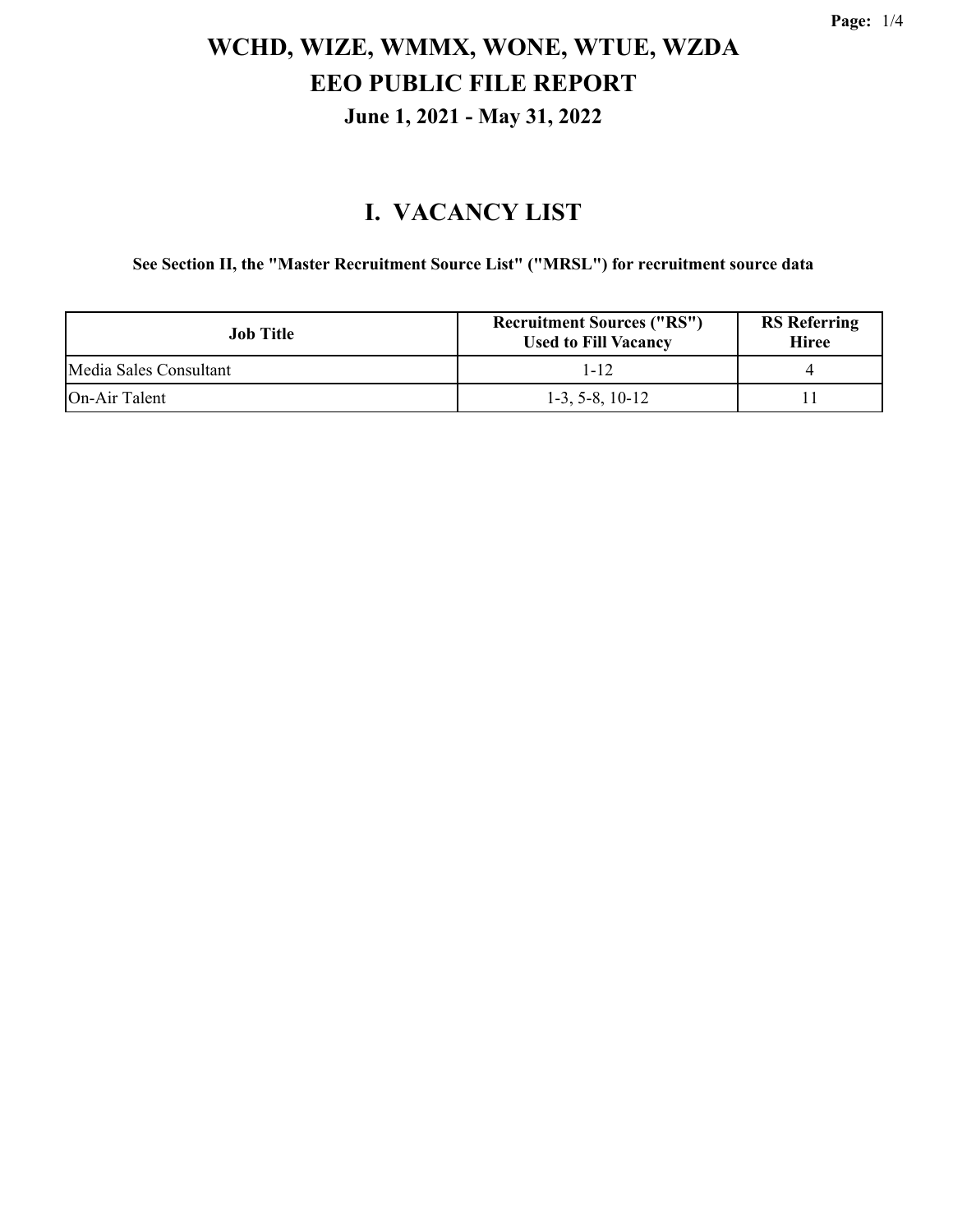# WCHD, WIZE, WMMX, WONE, WTUE, WZDA
# EEO PUBLIC FILE REPORT
## June 1, 2021 - May 31, 2022

## I. VACANCY LIST

**See Section II, the "Master Recruitment Source List" ("MRSL") for recruitment source data**

| Job Title | Recruitment Sources ("RS") Used to Fill Vacancy | RS Referring Hiree |
|---|---|---|
| Media Sales Consultant | 1-12 | 4 |
| On-Air Talent | 1-3, 5-8, 10-12 | 11 |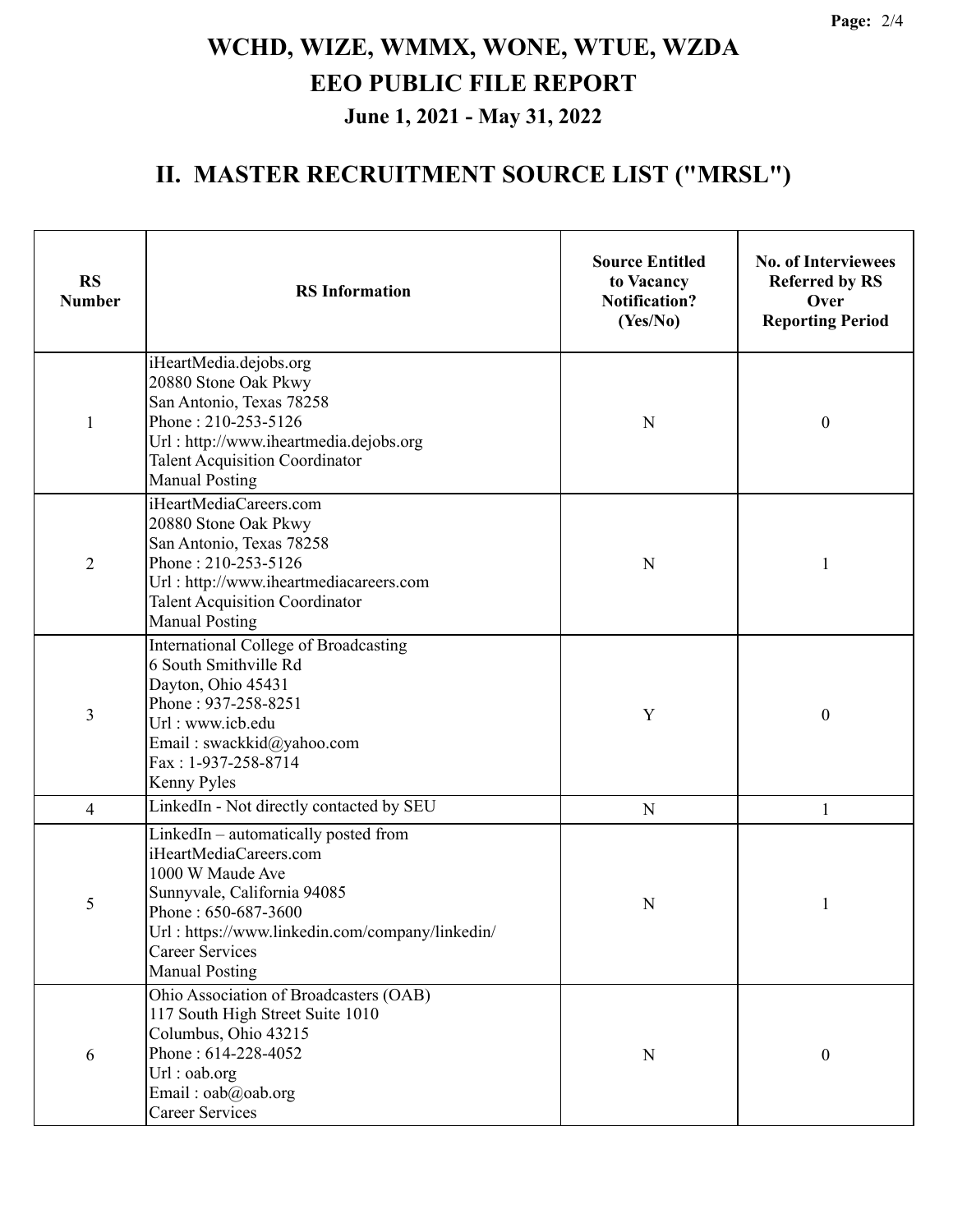# WCHD, WIZE, WMMX, WONE, WTUE, WZDA

## EEO PUBLIC FILE REPORT

### June 1, 2021 - May 31, 2022

## II. MASTER RECRUITMENT SOURCE LIST ("MRSL")

| RS Number | RS Information | Source Entitled to Vacancy Notification? (Yes/No) | No. of Interviewees Referred by RS Over Reporting Period |
|---|---|---|---|
| 1 | iHeartMedia.dejobs.org<br>20880 Stone Oak Pkwy<br>San Antonio, Texas 78258<br>Phone : 210-253-5126<br>Url : http://www.iheartmedia.dejobs.org<br>Talent Acquisition Coordinator<br>Manual Posting | N | 0 |
| 2 | iHeartMediaCareers.com<br>20880 Stone Oak Pkwy<br>San Antonio, Texas 78258<br>Phone : 210-253-5126<br>Url : http://www.iheartmediacareers.com<br>Talent Acquisition Coordinator<br>Manual Posting | N | 1 |
| 3 | International College of Broadcasting<br>6 South Smithville Rd<br>Dayton, Ohio 45431<br>Phone : 937-258-8251<br>Url : www.icb.edu<br>Email : swackkid@yahoo.com<br>Fax : 1-937-258-8714<br>Kenny Pyles | Y | 0 |
| 4 | LinkedIn - Not directly contacted by SEU | N | 1 |
| 5 | LinkedIn – automatically posted from iHeartMediaCareers.com<br>1000 W Maude Ave<br>Sunnyvale, California 94085<br>Phone : 650-687-3600<br>Url : https://www.linkedin.com/company/linkedin/<br>Career Services<br>Manual Posting | N | 1 |
| 6 | Ohio Association of Broadcasters (OAB)<br>117 South High Street Suite 1010<br>Columbus, Ohio 43215<br>Phone : 614-228-4052<br>Url : oab.org<br>Email : oab@oab.org<br>Career Services | N | 0 |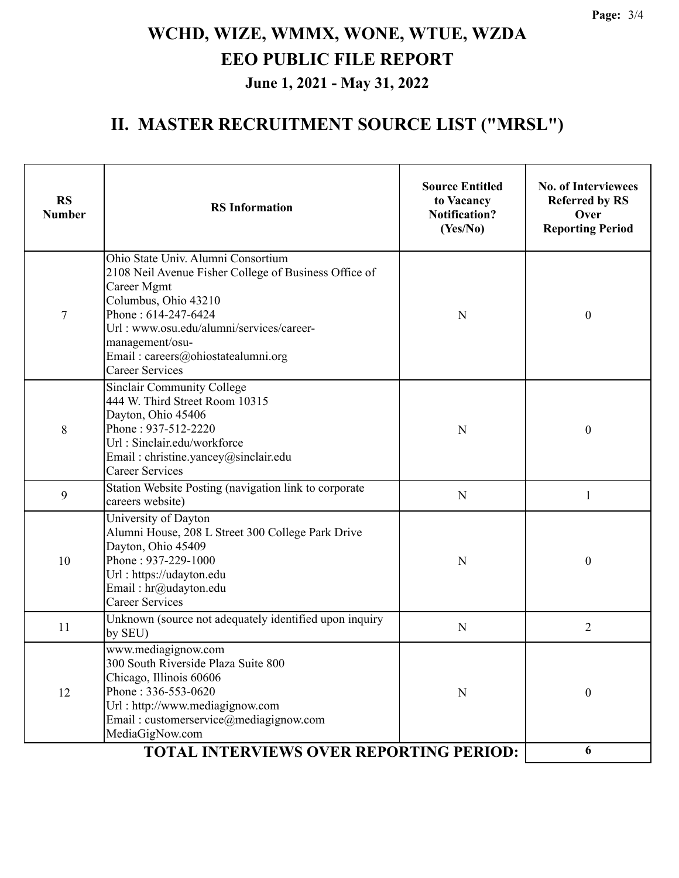# WCHD, WIZE, WMMX, WONE, WTUE, WZDA
# EEO PUBLIC FILE REPORT
## June 1, 2021 - May 31, 2022

## II. MASTER RECRUITMENT SOURCE LIST ("MRSL")

| RS Number | RS Information | Source Entitled to Vacancy Notification? (Yes/No) | No. of Interviewees Referred by RS Over Reporting Period |
|---|---|---|---|
| 7 | Ohio State Univ. Alumni Consortium<br>2108 Neil Avenue Fisher College of Business Office of Career Mgmt<br>Columbus, Ohio 43210<br>Phone : 614-247-6424<br>Url : www.osu.edu/alumni/services/career-management/osu-<br>Email : careers@ohiostatealumni.org<br>Career Services | N | 0 |
| 8 | Sinclair Community College<br>444 W. Third Street Room 10315<br>Dayton, Ohio 45406<br>Phone : 937-512-2220<br>Url : Sinclair.edu/workforce<br>Email : christine.yancey@sinclair.edu<br>Career Services | N | 0 |
| 9 | Station Website Posting (navigation link to corporate careers website) | N | 1 |
| 10 | University of Dayton<br>Alumni House, 208 L Street 300 College Park Drive<br>Dayton, Ohio 45409<br>Phone : 937-229-1000<br>Url : https://udayton.edu<br>Email : hr@udayton.edu<br>Career Services | N | 0 |
| 11 | Unknown (source not adequately identified upon inquiry by SEU) | N | 2 |
| 12 | www.mediagignow.com<br>300 South Riverside Plaza Suite 800<br>Chicago, Illinois 60606<br>Phone : 336-553-0620<br>Url : http://www.mediagignow.com<br>Email : customerservice@mediagignow.com<br>MediaGigNow.com | N | 0 |
| | **TOTAL INTERVIEWS OVER REPORTING PERIOD:** | | **6** |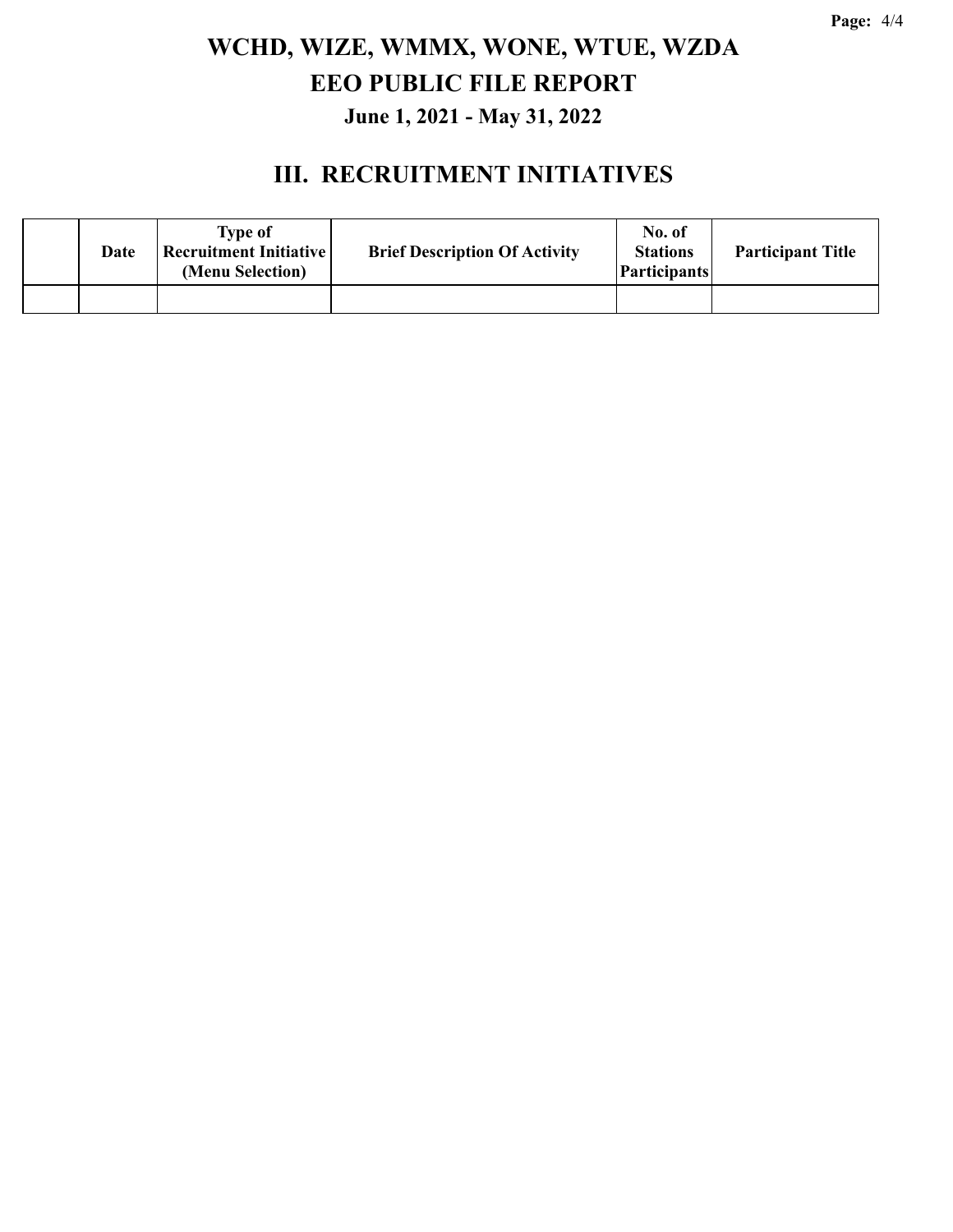# WCHD, WIZE, WMMX, WONE, WTUE, WZDA

## EEO PUBLIC FILE REPORT

### June 1, 2021 - May 31, 2022

## III. RECRUITMENT INITIATIVES

| | Date | Type of Recruitment Initiative (Menu Selection) | Brief Description Of Activity | No. of Stations Participants | Participant Title |
|---|---|---|---|---|---|
| | | | | | |